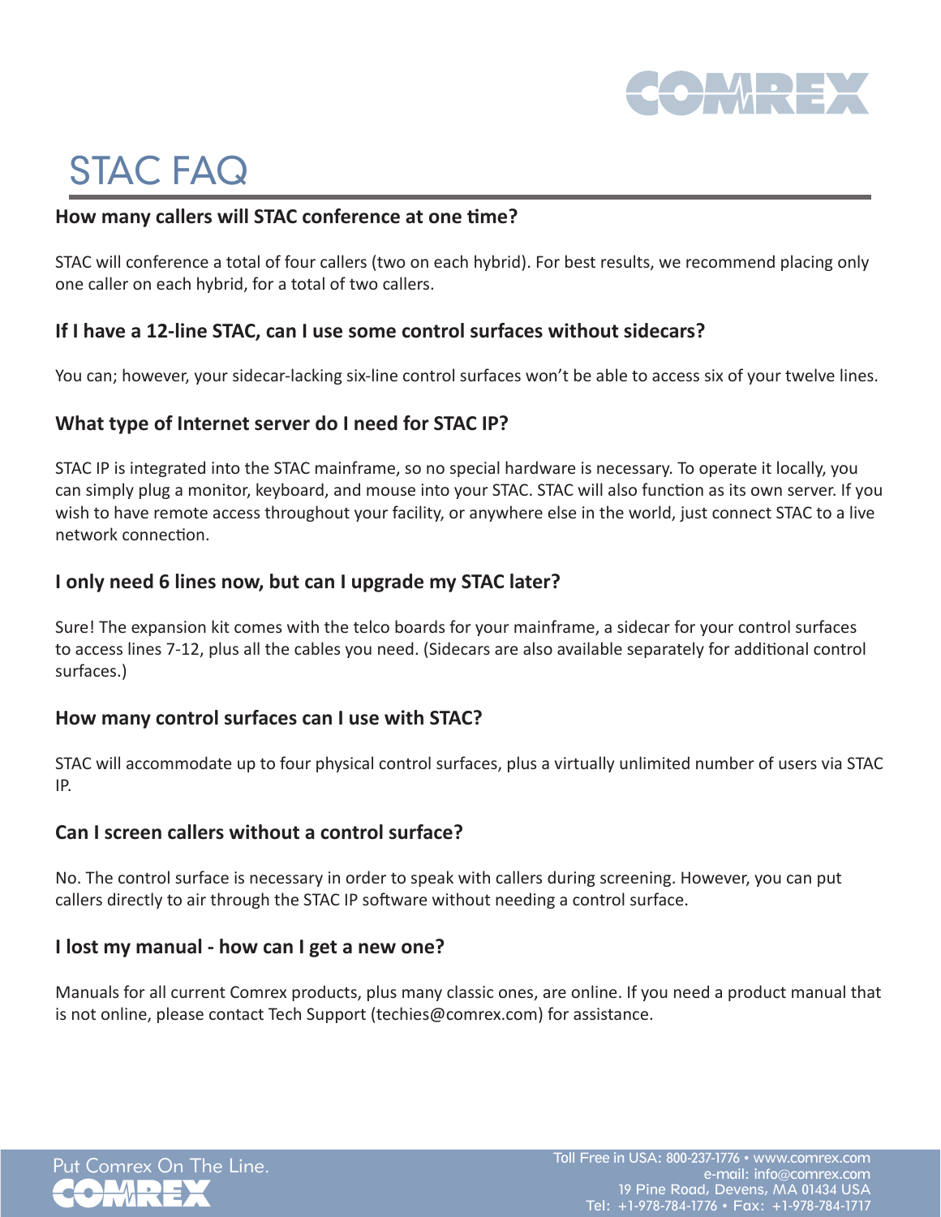# STAC FAQ

### How many callers will STAC conference at one time?

STAC will conference a total of four callers (two on each hybrid). For best results, we recommend placing only one caller on each hybrid, for a total of two callers.

### If I have a 12-line STAC, can I use some control surfaces without sidecars?

You can; however, your sidecar-lacking six-line control surfaces won't be able to access six of your twelve lines.

### What type of Internet server do I need for STAC IP?

STAC IP is integrated into the STAC mainframe, so no special hardware is necessary. To operate it locally, you can simply plug a monitor, keyboard, and mouse into your STAC. STAC will also function as its own server. If you wish to have remote access throughout your facility, or anywhere else in the world, just connect STAC to a live network connection.

### I only need 6 lines now, but can I upgrade my STAC later?

Sure! The expansion kit comes with the telco boards for your mainframe, a sidecar for your control surfaces to access lines 7-12, plus all the cables you need. (Sidecars are also available separately for additional control surfaces.)

### How many control surfaces can I use with STAC?

STAC will accommodate up to four physical control surfaces, plus a virtually unlimited number of users via STAC IP.

### Can I screen callers without a control surface?

No. The control surface is necessary in order to speak with callers during screening. However, you can put callers directly to air through the STAC IP software without needing a control surface.

### I lost my manual - how can I get a new one?

Manuals for all current Comrex products, plus many classic ones, are online. If you need a product manual that is not online, please contact Tech Support (techies@comrex.com) for assistance.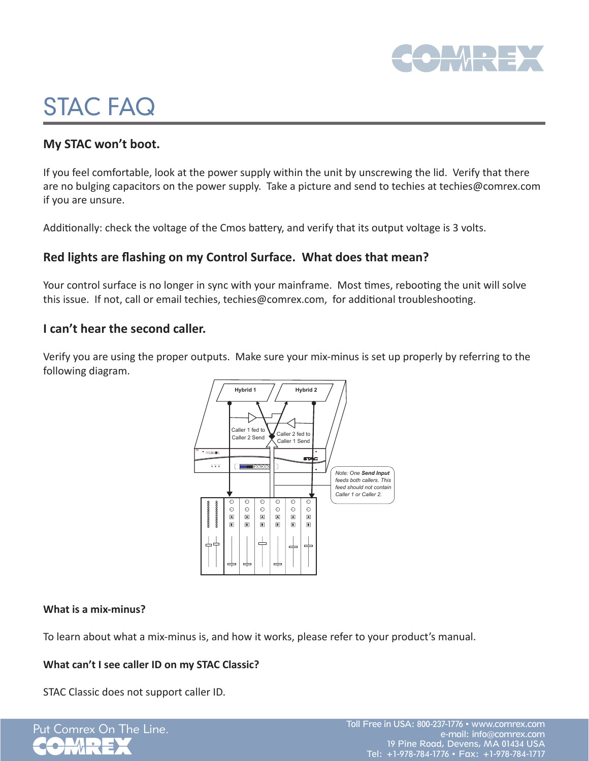# STAC FAQ

## My STAC won't boot.

If you feel comfortable, look at the power supply within the unit by unscrewing the lid. Verify that there are no bulging capacitors on the power supply. Take a picture and send to techies at techies@comrex.com if you are unsure.

Additionally: check the voltage of the Cmos battery, and verify that its output voltage is 3 volts.

## Red lights are flashing on my Control Surface. What does that mean?

Your control surface is no longer in sync with your mainframe. Most times, rebooting the unit will solve this issue. If not, call or email techies, techies@comrex.com, for additional troubleshooting.

## I can't hear the second caller.

Verify you are using the proper outputs. Make sure your mix-minus is set up properly by referring to the following diagram.

Hybrid 1

Hybrid 2

Caller 1 fed to Caller 2 Send

Caller 2 fed to Caller 1 Send

*Note: One **Send Input** feeds both callers. This feed should not contain Caller 1 or Caller 2.*

#### What is a mix-minus?

To learn about what a mix-minus is, and how it works, please refer to your product's manual.

#### What can't I see caller ID on my STAC Classic?

STAC Classic does not support caller ID.